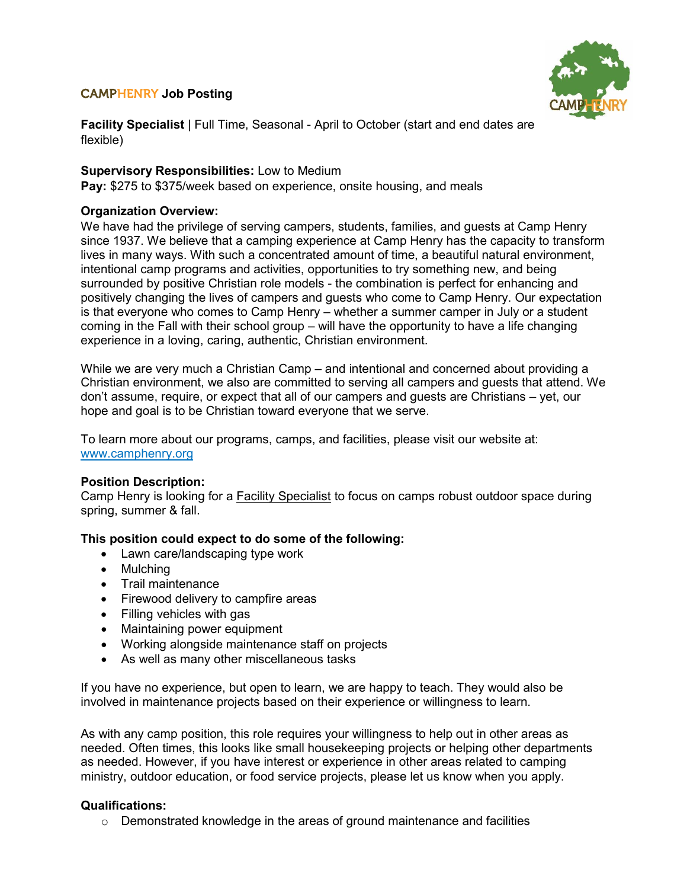# CAMPHENRY Job Posting

**Facility Specialist** | Full Time, Seasonal - April to October (start and end dates are flexible)

**Supervisory Responsibilities:** Low to Medium
**Pay:** $275 to $375/week based on experience, onsite housing, and meals

**Organization Overview:**
We have had the privilege of serving campers, students, families, and guests at Camp Henry since 1937. We believe that a camping experience at Camp Henry has the capacity to transform lives in many ways. With such a concentrated amount of time, a beautiful natural environment, intentional camp programs and activities, opportunities to try something new, and being surrounded by positive Christian role models - the combination is perfect for enhancing and positively changing the lives of campers and guests who come to Camp Henry. Our expectation is that everyone who comes to Camp Henry – whether a summer camper in July or a student coming in the Fall with their school group – will have the opportunity to have a life changing experience in a loving, caring, authentic, Christian environment.

While we are very much a Christian Camp – and intentional and concerned about providing a Christian environment, we also are committed to serving all campers and guests that attend. We don't assume, require, or expect that all of our campers and guests are Christians – yet, our hope and goal is to be Christian toward everyone that we serve.

To learn more about our programs, camps, and facilities, please visit our website at: [www.camphenry.org](http://www.camphenry.org)

**Position Description:**
Camp Henry is looking for a Facility Specialist to focus on camps robust outdoor space during spring, summer & fall.

**This position could expect to do some of the following:**

- Lawn care/landscaping type work
- Mulching
- Trail maintenance
- Firewood delivery to campfire areas
- Filling vehicles with gas
- Maintaining power equipment
- Working alongside maintenance staff on projects
- As well as many other miscellaneous tasks

If you have no experience, but open to learn, we are happy to teach. They would also be involved in maintenance projects based on their experience or willingness to learn.

As with any camp position, this role requires your willingness to help out in other areas as needed. Often times, this looks like small housekeeping projects or helping other departments as needed. However, if you have interest or experience in other areas related to camping ministry, outdoor education, or food service projects, please let us know when you apply.

**Qualifications:**

- Demonstrated knowledge in the areas of ground maintenance and facilities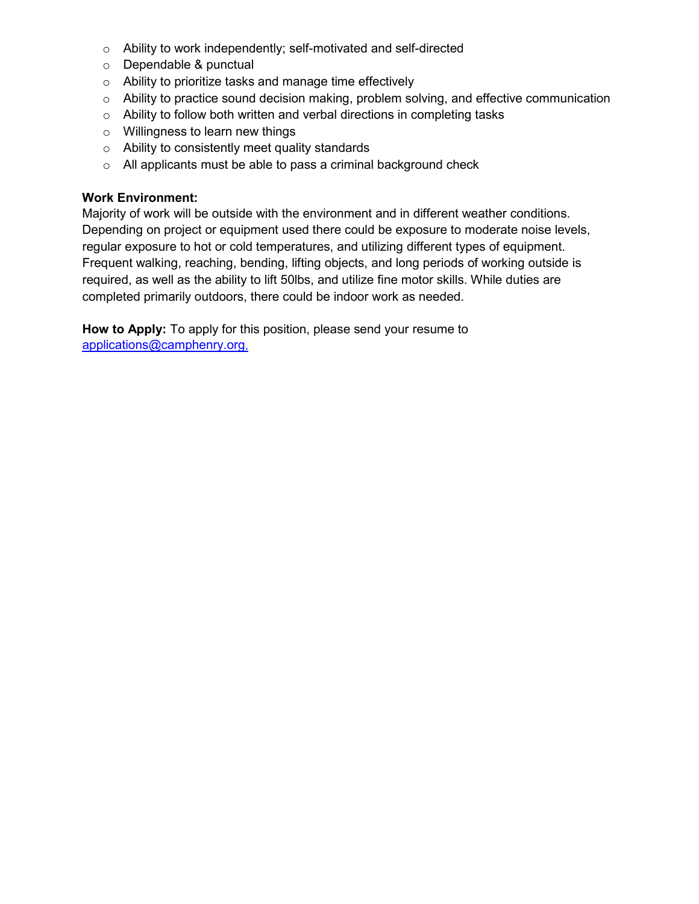- Ability to work independently; self-motivated and self-directed
- Dependable & punctual
- Ability to prioritize tasks and manage time effectively
- Ability to practice sound decision making, problem solving, and effective communication
- Ability to follow both written and verbal directions in completing tasks
- Willingness to learn new things
- Ability to consistently meet quality standards
- All applicants must be able to pass a criminal background check

**Work Environment:**
Majority of work will be outside with the environment and in different weather conditions. Depending on project or equipment used there could be exposure to moderate noise levels, regular exposure to hot or cold temperatures, and utilizing different types of equipment. Frequent walking, reaching, bending, lifting objects, and long periods of working outside is required, as well as the ability to lift 50lbs, and utilize fine motor skills. While duties are completed primarily outdoors, there could be indoor work as needed.

**How to Apply:** To apply for this position, please send your resume to applications@camphenry.org.